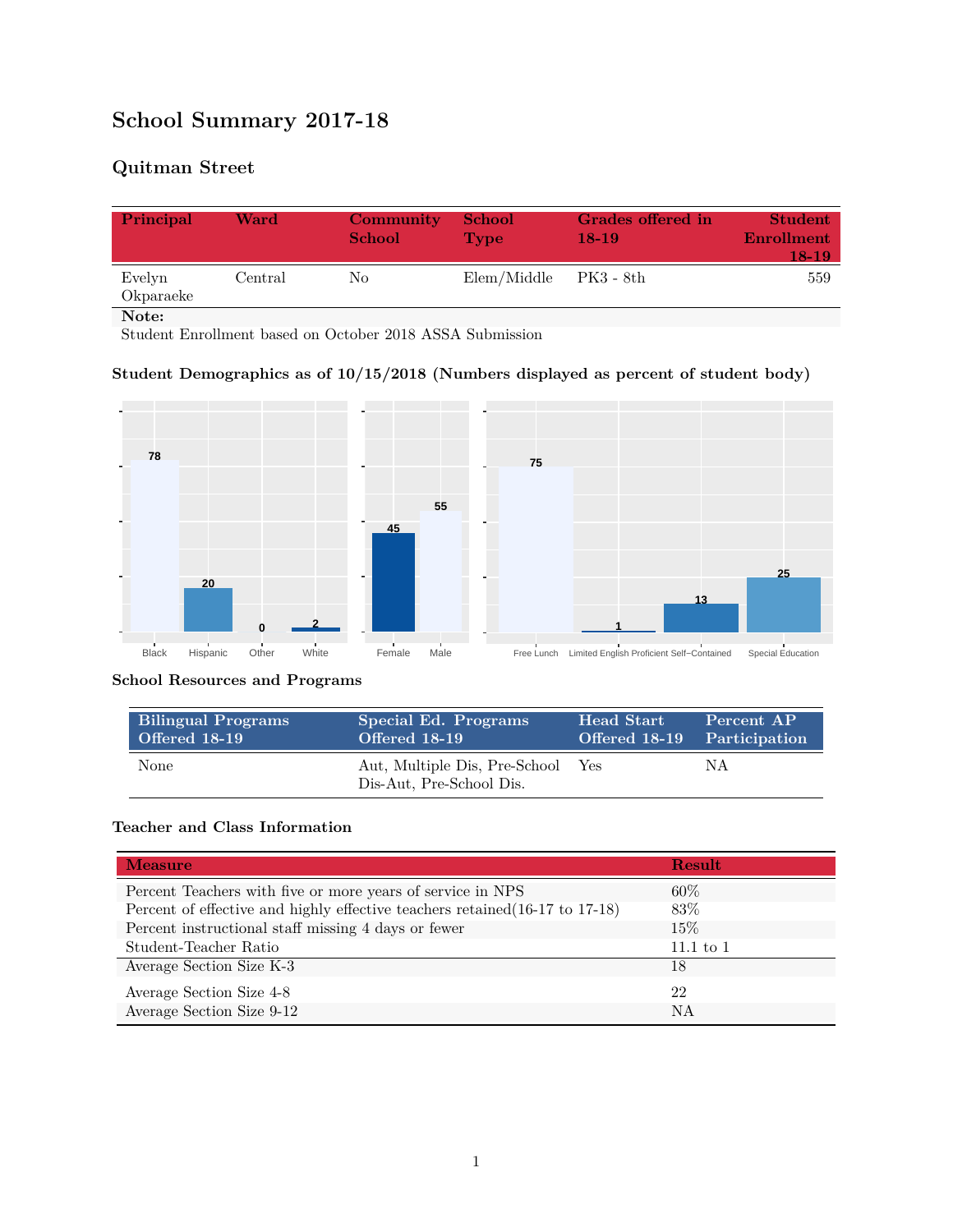# School Summary 2017-18

## Quitman Street

| Principal | Ward | Community School | School Type | Grades offered in 18-19 | Student Enrollment 18-19 |
|---|---|---|---|---|---|
| Evelyn Okparaeke | Central | No | Elem/Middle | PK3 - 8th | 559 |

**Note:**
Student Enrollment based on October 2018 ASSA Submission

### Student Demographics as of 10/15/2018 (Numbers displayed as percent of student body)

| Black | Hispanic | Other | White |
|---|---|---|---|
| 78 | 20 | 0 | 2 |

| Female | Male |
|---|---|
| 45 | 55 |

| Free Lunch | Limited English Proficient | Self–Contained | Special Education |
|---|---|---|---|
| 75 | 1 | 13 | 25 |

### School Resources and Programs

| Bilingual Programs Offered 18-19 | Special Ed. Programs Offered 18-19 | Head Start Offered 18-19 | Percent AP Participation |
|---|---|---|---|
| None | Aut, Multiple Dis, Pre-School Dis-Aut, Pre-School Dis. | Yes | NA |

### Teacher and Class Information

| Measure | Result |
|---|---|
| Percent Teachers with five or more years of service in NPS | 60% |
| Percent of effective and highly effective teachers retained(16-17 to 17-18) | 83% |
| Percent instructional staff missing 4 days or fewer | 15% |
| Student-Teacher Ratio | 11.1 to 1 |
| Average Section Size K-3 | 18 |
| Average Section Size 4-8 | 22 |
| Average Section Size 9-12 | NA |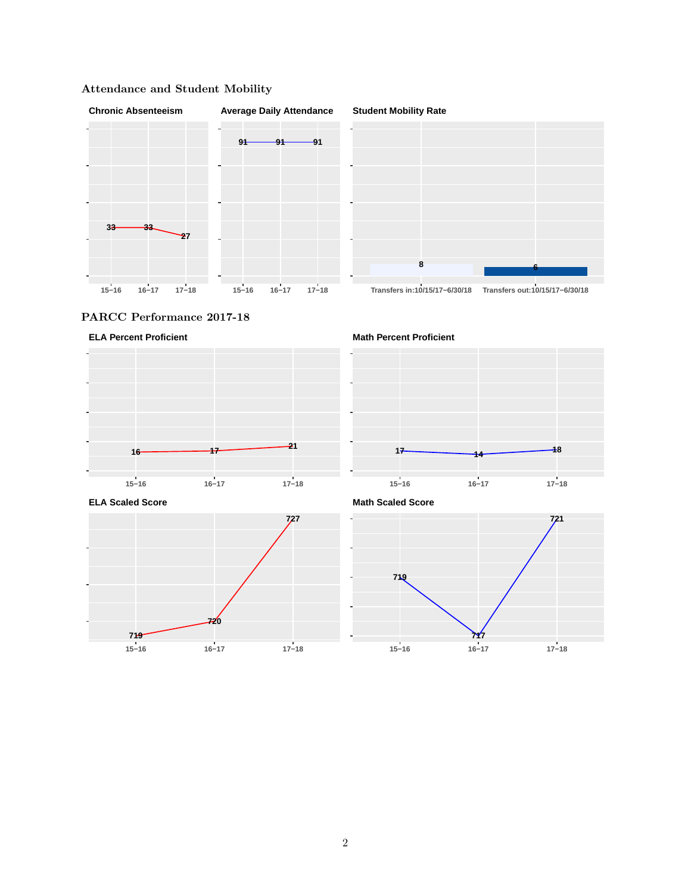## Attendance and Student Mobility

**Chronic Absenteeism**

33 33 27

15–16 16–17 17–18

**Average Daily Attendance**

91 91 91

15–16 16–17 17–18

**Student Mobility Rate**

8 6

Transfers in:10/15/17–6/30/18 Transfers out:10/15/17–6/30/18

## PARCC Performance 2017-18

**ELA Percent Proficient**

16 17 21

15–16 16–17 17–18

**Math Percent Proficient**

17 14 18

15–16 16–17 17–18

**ELA Scaled Score**

719 720 727

15–16 16–17 17–18

**Math Scaled Score**

719 717 721

15–16 16–17 17–18